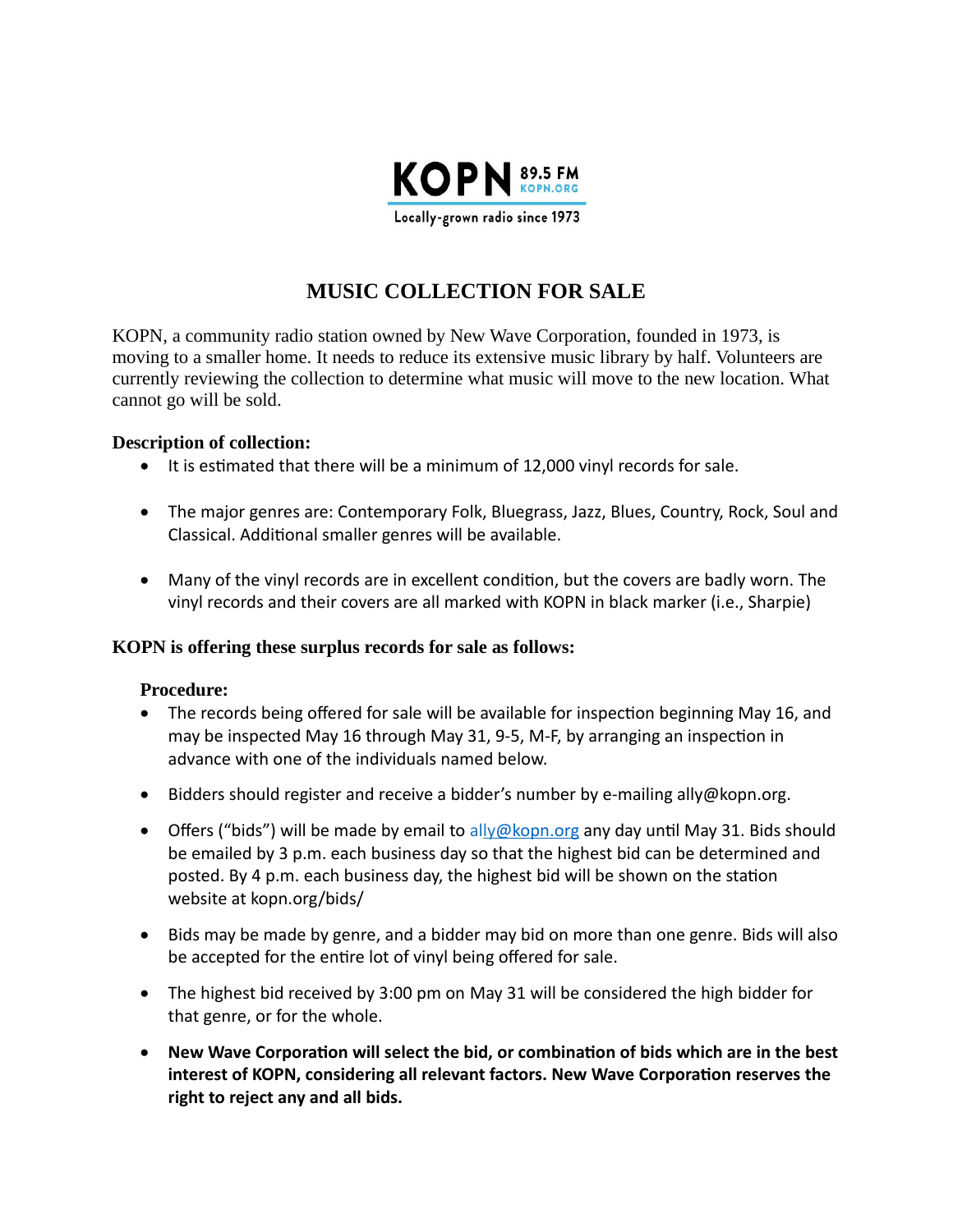KOPN 89.5 FM KOPN.ORG

Locally-grown radio since 1973

# MUSIC COLLECTION FOR SALE

KOPN, a community radio station owned by New Wave Corporation, founded in 1973, is moving to a smaller home. It needs to reduce its extensive music library by half. Volunteers are currently reviewing the collection to determine what music will move to the new location. What cannot go will be sold.

**Description of collection:**

- It is estimated that there will be a minimum of 12,000 vinyl records for sale.
- The major genres are: Contemporary Folk, Bluegrass, Jazz, Blues, Country, Rock, Soul and Classical. Additional smaller genres will be available.
- Many of the vinyl records are in excellent condition, but the covers are badly worn. The vinyl records and their covers are all marked with KOPN in black marker (i.e., Sharpie)

**KOPN is offering these surplus records for sale as follows:**

**Procedure:**

- The records being offered for sale will be available for inspection beginning May 16, and may be inspected May 16 through May 31, 9-5, M-F, by arranging an inspection in advance with one of the individuals named below.
- Bidders should register and receive a bidder's number by e-mailing ally@kopn.org.
- Offers ("bids") will be made by email to ally@kopn.org any day until May 31. Bids should be emailed by 3 p.m. each business day so that the highest bid can be determined and posted. By 4 p.m. each business day, the highest bid will be shown on the station website at kopn.org/bids/
- Bids may be made by genre, and a bidder may bid on more than one genre. Bids will also be accepted for the entire lot of vinyl being offered for sale.
- The highest bid received by 3:00 pm on May 31 will be considered the high bidder for that genre, or for the whole.
- **New Wave Corporation will select the bid, or combination of bids which are in the best interest of KOPN, considering all relevant factors. New Wave Corporation reserves the right to reject any and all bids.**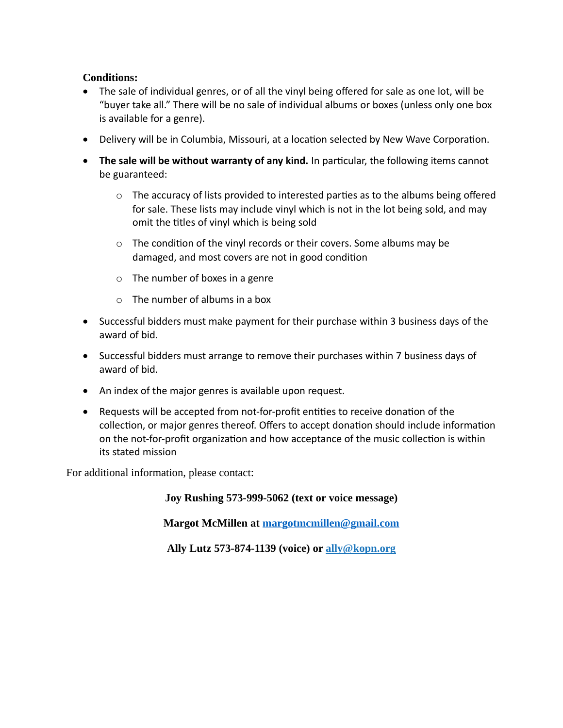**Conditions:**

- The sale of individual genres, or of all the vinyl being offered for sale as one lot, will be "buyer take all." There will be no sale of individual albums or boxes (unless only one box is available for a genre).
- Delivery will be in Columbia, Missouri, at a location selected by New Wave Corporation.
- **The sale will be without warranty of any kind.** In particular, the following items cannot be guaranteed:
  - The accuracy of lists provided to interested parties as to the albums being offered for sale. These lists may include vinyl which is not in the lot being sold, and may omit the titles of vinyl which is being sold
  - The condition of the vinyl records or their covers. Some albums may be damaged, and most covers are not in good condition
  - The number of boxes in a genre
  - The number of albums in a box
- Successful bidders must make payment for their purchase within 3 business days of the award of bid.
- Successful bidders must arrange to remove their purchases within 7 business days of award of bid.
- An index of the major genres is available upon request.
- Requests will be accepted from not-for-profit entities to receive donation of the collection, or major genres thereof. Offers to accept donation should include information on the not-for-profit organization and how acceptance of the music collection is within its stated mission

For additional information, please contact:

**Joy Rushing 573-999-5062 (text or voice message)**

**Margot McMillen at margotmcmillen@gmail.com**

**Ally Lutz 573-874-1139 (voice) or ally@kopn.org**